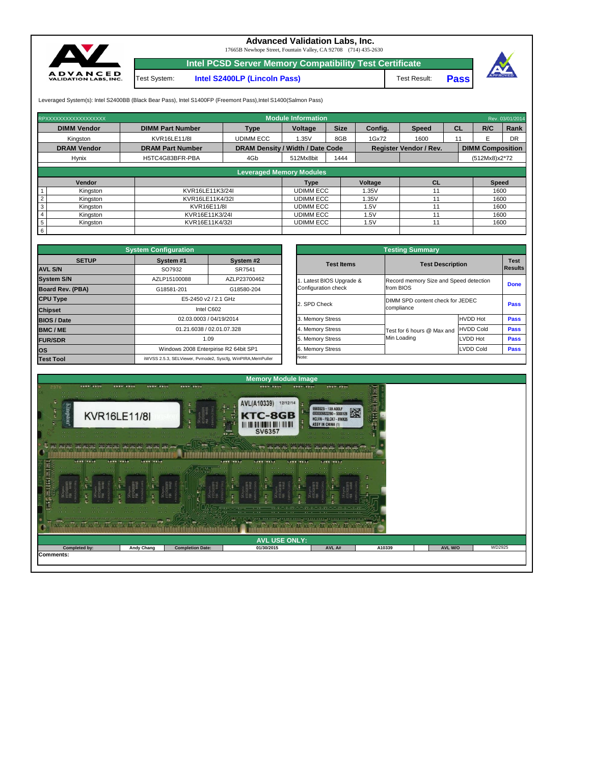# Advanced Validation Labs, Inc.

17665B Newhope Street, Fountain Valley, CA 92708 (714) 435-2630

## Intel PCSD Server Memory Compatibility Test Certificate

| Test System: | Intel S2400LP (Lincoln Pass) | Test Result: | Pass |
|---|---|---|---|

Leveraged System(s): Intel S2400BB (Black Bear Pass), Intel S1400FP (Freemont Pass),Intel S1400(Salmon Pass)

**Module Information** (RPXXXXXXXXXXXXXXXXXX — Rev. 03/01/2014)

| DIMM Vendor | DIMM Part Number | Type | Voltage | Size | Config. | Speed | CL | R/C | Rank |
|---|---|---|---|---|---|---|---|---|---|
| Kingston | KVR16LE11/8I | UDIMM ECC | 1.35V | 8GB | 1Gx72 | 1600 | 11 | E | DR |

| DRAM Vendor | DRAM Part Number | DRAM Density / Width / Date Code | | | Register Vendor / Rev. | | DIMM Composition |
|---|---|---|---|---|---|---|---|
| Hynix | H5TC4G83BFR-PBA | 4Gb | 512Mx8bit | 1444 | | | (512Mx8)x2*72 |

**Leveraged Memory Modules**

| | Vendor | | Type | Voltage | CL | Speed |
|---|---|---|---|---|---|---|
| 1 | Kingston | KVR16LE11K3/24I | UDIMM ECC | 1.35V | 11 | 1600 |
| 2 | Kingston | KVR16LE11K4/32I | UDIMM ECC | 1.35V | 11 | 1600 |
| 3 | Kingston | KVR16E11/8I | UDIMM ECC | 1.5V | 11 | 1600 |
| 4 | Kingston | KVR16E11K3/24I | UDIMM ECC | 1.5V | 11 | 1600 |
| 5 | Kingston | KVR16E11K4/32I | UDIMM ECC | 1.5V | 11 | 1600 |
| 6 | | | | | | |

**System Configuration**

| SETUP | System #1 | System #2 |
|---|---|---|
| AVL S/N | SO7932 | SR7541 |
| System S/N | AZLP15100088 | AZLP23700462 |
| Board Rev. (PBA) | G18581-201 | G18580-204 |
| CPU Type | E5-2450 v2 / 2.1 GHz | |
| Chipset | Intel C602 | |
| BIOS / Date | 02.03.0003 / 04/19/2014 | |
| BMC / ME | 01.21.6038 / 02.01.07.328 | |
| FUR/SDR | 1.09 | |
| OS | Windows 2008 Enterprise R2 64bit SP1 | |
| Test Tool | iWVSS 2.5.3, SELViewer, Pvmode2, Syscfg, WinPIRA,MemPuller | |

**Testing Summary**

| Test Items | Test Description | | Test Results |
|---|---|---|---|
| 1. Latest BIOS Upgrade & Configuration check | Record memory Size and Speed detection from BIOS | | Done |
| 2. SPD Check | DIMM SPD content check for JEDEC compliance | | Pass |
| 3. Memory Stress | Test for 6 hours @ Max and Min Loading | HVDD Hot | Pass |
| 4. Memory Stress | | HVDD Cold | Pass |
| 5. Memory Stress | | LVDD Hot | Pass |
| 6. Memory Stress | | LVDD Cold | Pass |
| Note: | | | |

**Memory Module Image**

**AVL USE ONLY:**

| Completed by: | Andy Chang | Completion Date: | 01/30/2015 | AVL A#: | A10339 | AVL W/O | WD2925 |
|---|---|---|---|---|---|---|---|

Comments: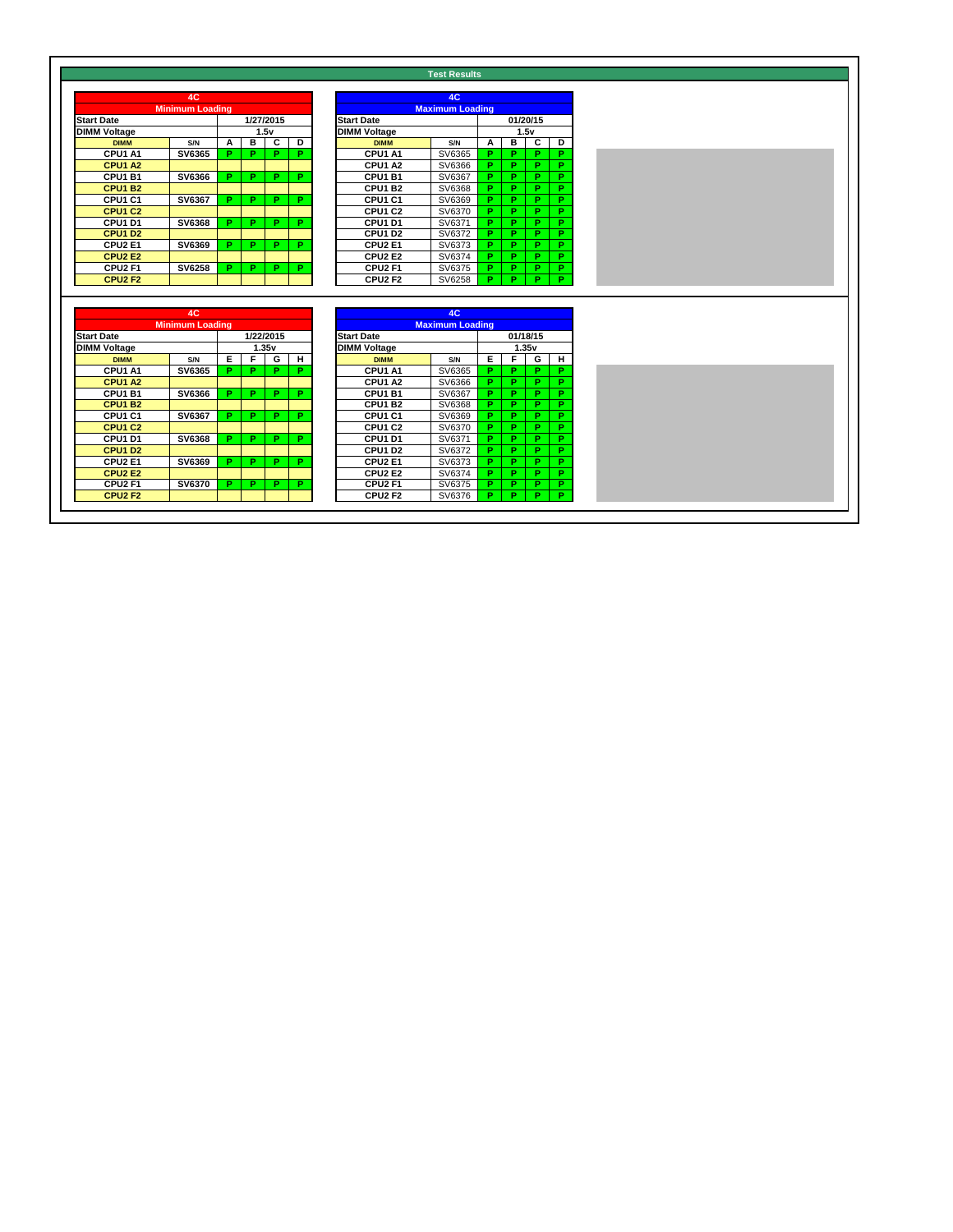## Test Results

| 4C Minimum Loading | | | | | |
|---|---|---|---|---|---|
| Start Date | | 1/27/2015 | | | |
| DIMM Voltage | | 1.5v | | | |
| DIMM | S/N | A | B | C | D |
| CPU1 A1 | SV6365 | P | P | P | P |
| CPU1 A2 | | | | | |
| CPU1 B1 | SV6366 | P | P | P | P |
| CPU1 B2 | | | | | |
| CPU1 C1 | SV6367 | P | P | P | P |
| CPU1 C2 | | | | | |
| CPU1 D1 | SV6368 | P | P | P | P |
| CPU1 D2 | | | | | |
| CPU2 E1 | SV6369 | P | P | P | P |
| CPU2 E2 | | | | | |
| CPU2 F1 | SV6258 | P | P | P | P |
| CPU2 F2 | | | | | |

| 4C Maximum Loading | | | | | |
|---|---|---|---|---|---|
| Start Date | | 01/20/15 | | | |
| DIMM Voltage | | 1.5v | | | |
| DIMM | S/N | A | B | C | D |
| CPU1 A1 | SV6365 | P | P | P | P |
| CPU1 A2 | SV6366 | P | P | P | P |
| CPU1 B1 | SV6367 | P | P | P | P |
| CPU1 B2 | SV6368 | P | P | P | P |
| CPU1 C1 | SV6369 | P | P | P | P |
| CPU1 C2 | SV6370 | P | P | P | P |
| CPU1 D1 | SV6371 | P | P | P | P |
| CPU1 D2 | SV6372 | P | P | P | P |
| CPU2 E1 | SV6373 | P | P | P | P |
| CPU2 E2 | SV6374 | P | P | P | P |
| CPU2 F1 | SV6375 | P | P | P | P |
| CPU2 F2 | SV6258 | P | P | P | P |

| 4C Minimum Loading | | | | | |
|---|---|---|---|---|---|
| Start Date | | 1/22/2015 | | | |
| DIMM Voltage | | 1.35v | | | |
| DIMM | S/N | E | F | G | H |
| CPU1 A1 | SV6365 | P | P | P | P |
| CPU1 A2 | | | | | |
| CPU1 B1 | SV6366 | P | P | P | P |
| CPU1 B2 | | | | | |
| CPU1 C1 | SV6367 | P | P | P | P |
| CPU1 C2 | | | | | |
| CPU1 D1 | SV6368 | P | P | P | P |
| CPU1 D2 | | | | | |
| CPU2 E1 | SV6369 | P | P | P | P |
| CPU2 E2 | | | | | |
| CPU2 F1 | SV6370 | P | P | P | P |
| CPU2 F2 | | | | | |

| 4C Maximum Loading | | | | | |
|---|---|---|---|---|---|
| Start Date | | 01/18/15 | | | |
| DIMM Voltage | | 1.35v | | | |
| DIMM | S/N | E | F | G | H |
| CPU1 A1 | SV6365 | P | P | P | P |
| CPU1 A2 | SV6366 | P | P | P | P |
| CPU1 B1 | SV6367 | P | P | P | P |
| CPU1 B2 | SV6368 | P | P | P | P |
| CPU1 C1 | SV6369 | P | P | P | P |
| CPU1 C2 | SV6370 | P | P | P | P |
| CPU1 D1 | SV6371 | P | P | P | P |
| CPU1 D2 | SV6372 | P | P | P | P |
| CPU2 E1 | SV6373 | P | P | P | P |
| CPU2 E2 | SV6374 | P | P | P | P |
| CPU2 F1 | SV6375 | P | P | P | P |
| CPU2 F2 | SV6376 | P | P | P | P |